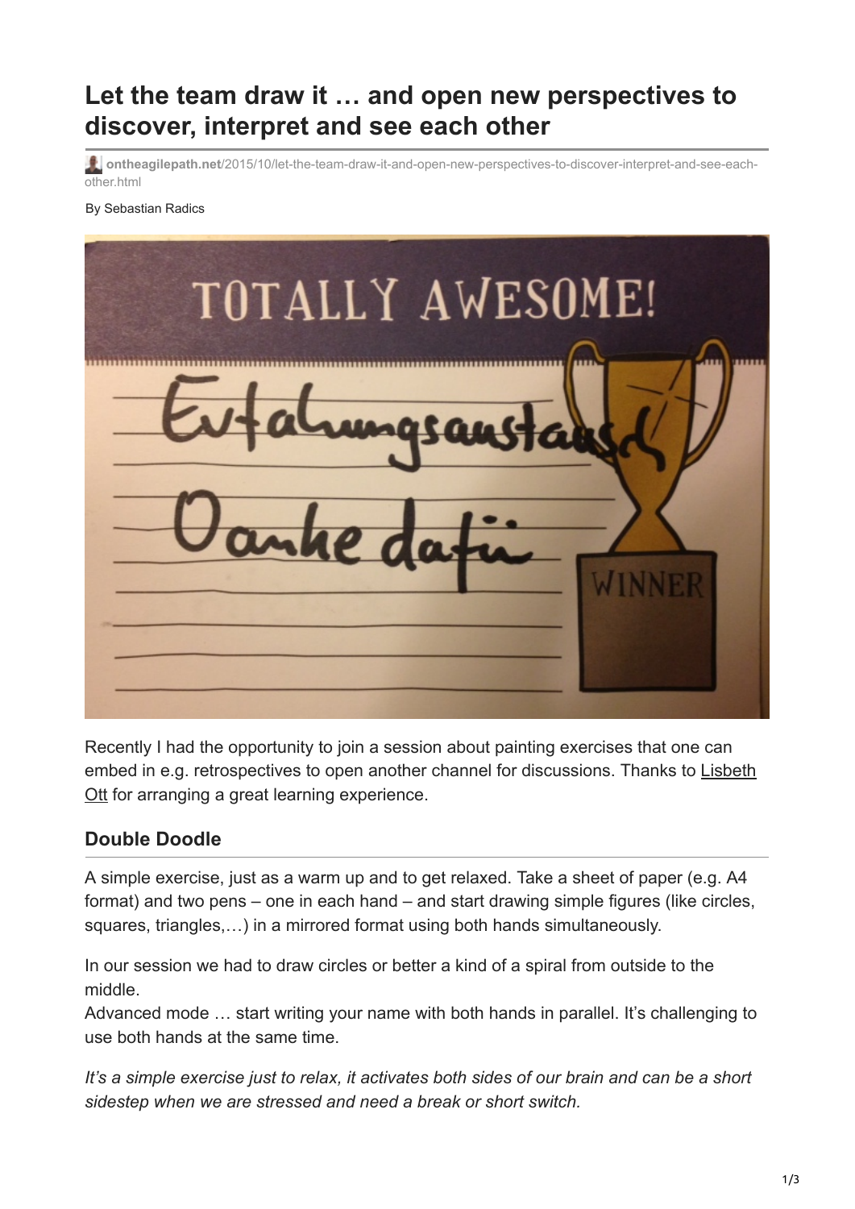# Let the team draw it … and open new perspectives to discover, interpret and see each other

ontheagilepath.net/2015/10/let-the-team-draw-it-and-open-new-perspectives-to-discover-interpret-and-see-each-other.html

By Sebastian Radics

Recently I had the opportunity to join a session about painting exercises that one can embed in e.g. retrospectives to open another channel for discussions. Thanks to Lisbeth Ott for arranging a great learning experience.

## Double Doodle

A simple exercise, just as a warm up and to get relaxed. Take a sheet of paper (e.g. A4 format) and two pens – one in each hand – and start drawing simple figures (like circles, squares, triangles,…) in a mirrored format using both hands simultaneously.

In our session we had to draw circles or better a kind of a spiral from outside to the middle.
Advanced mode … start writing your name with both hands in parallel. It's challenging to use both hands at the same time.

*It's a simple exercise just to relax, it activates both sides of our brain and can be a short sidestep when we are stressed and need a break or short switch.*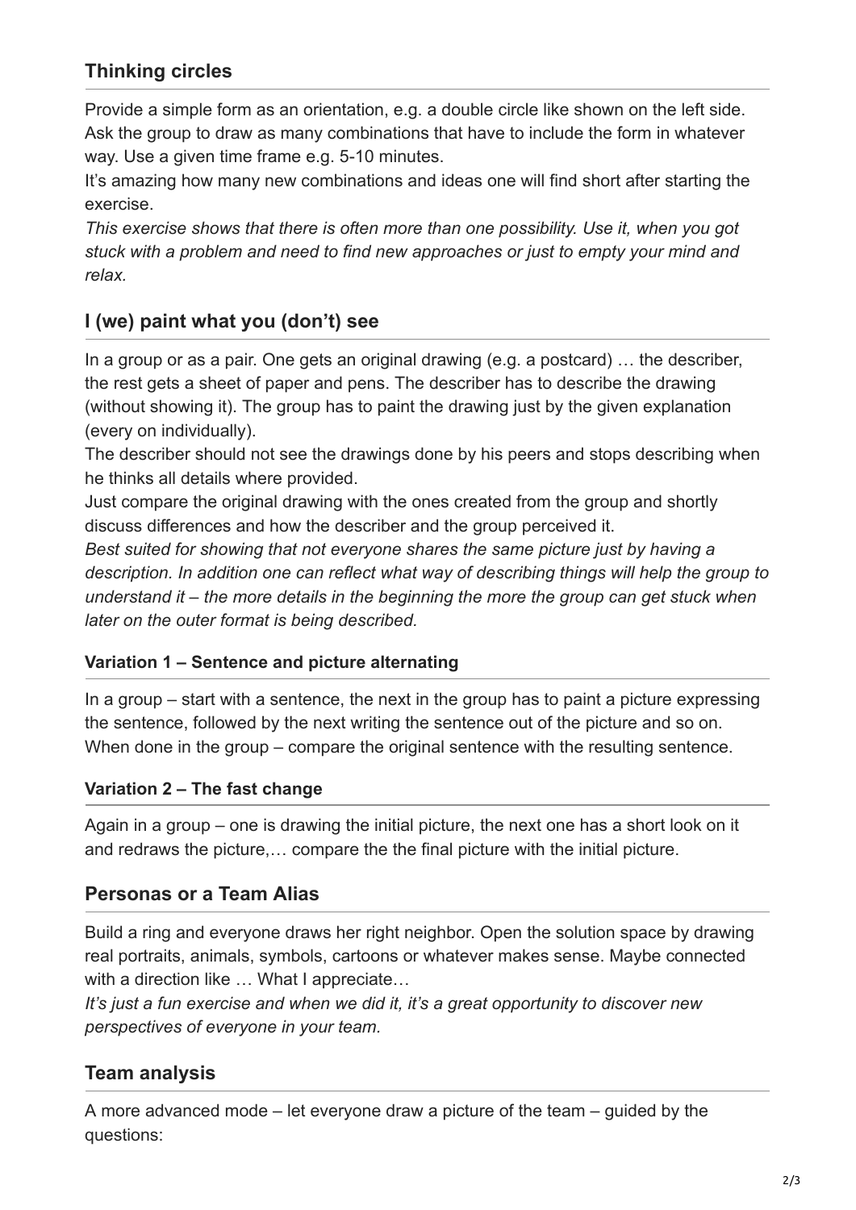## Thinking circles

Provide a simple form as an orientation, e.g. a double circle like shown on the left side. Ask the group to draw as many combinations that have to include the form in whatever way. Use a given time frame e.g. 5-10 minutes.

It's amazing how many new combinations and ideas one will find short after starting the exercise.

*This exercise shows that there is often more than one possibility. Use it, when you got stuck with a problem and need to find new approaches or just to empty your mind and relax.*

## I (we) paint what you (don't) see

In a group or as a pair. One gets an original drawing (e.g. a postcard) … the describer, the rest gets a sheet of paper and pens. The describer has to describe the drawing (without showing it). The group has to paint the drawing just by the given explanation (every on individually).

The describer should not see the drawings done by his peers and stops describing when he thinks all details where provided.

Just compare the original drawing with the ones created from the group and shortly discuss differences and how the describer and the group perceived it.

*Best suited for showing that not everyone shares the same picture just by having a description. In addition one can reflect what way of describing things will help the group to understand it – the more details in the beginning the more the group can get stuck when later on the outer format is being described.*

### Variation 1 – Sentence and picture alternating

In a group – start with a sentence, the next in the group has to paint a picture expressing the sentence, followed by the next writing the sentence out of the picture and so on. When done in the group – compare the original sentence with the resulting sentence.

### Variation 2 – The fast change

Again in a group – one is drawing the initial picture, the next one has a short look on it and redraws the picture,… compare the the final picture with the initial picture.

## Personas or a Team Alias

Build a ring and everyone draws her right neighbor. Open the solution space by drawing real portraits, animals, symbols, cartoons or whatever makes sense. Maybe connected with a direction like … What I appreciate…

*It's just a fun exercise and when we did it, it's a great opportunity to discover new perspectives of everyone in your team.*

## Team analysis

A more advanced mode – let everyone draw a picture of the team – guided by the questions: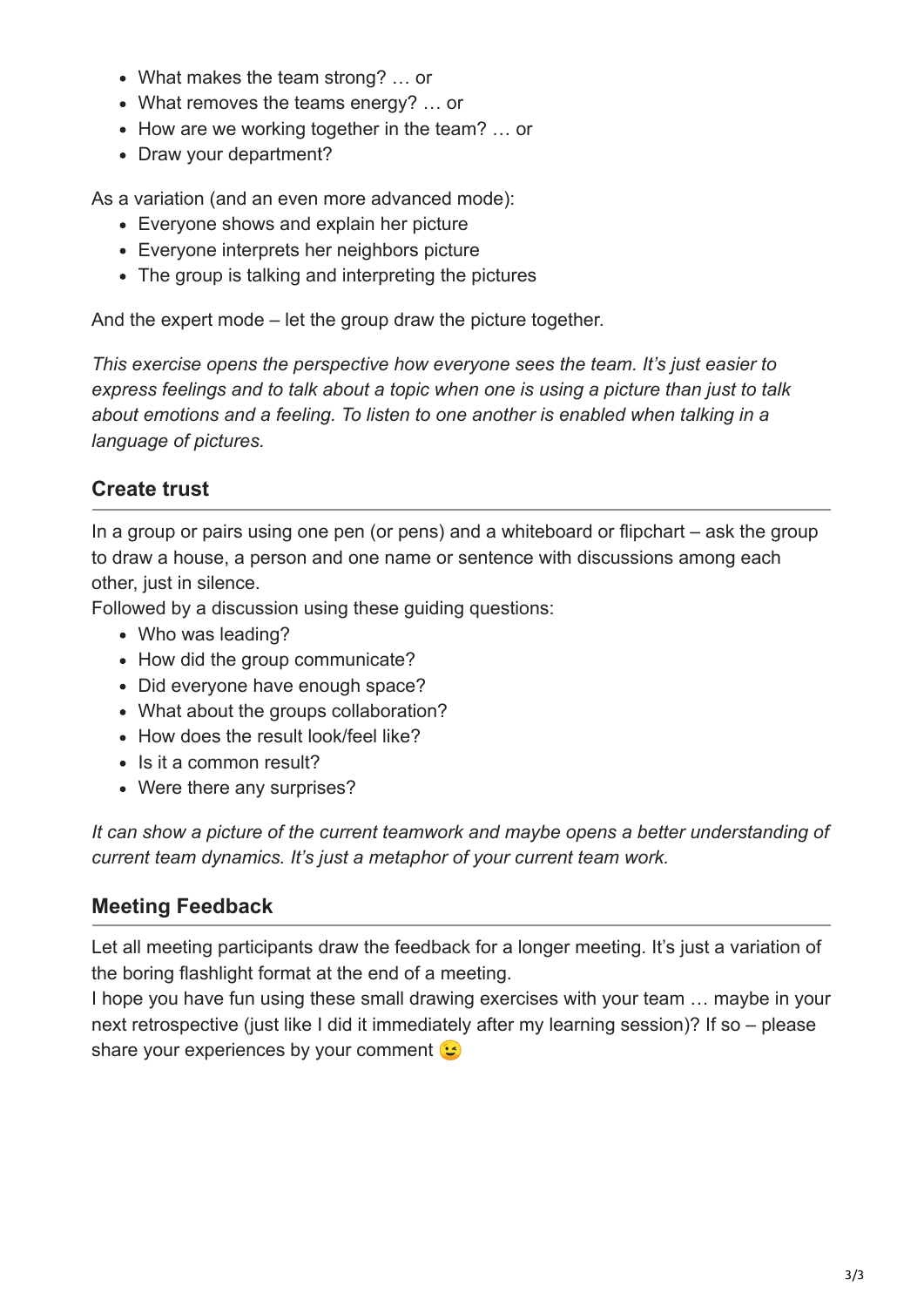- What makes the team strong? … or
- What removes the teams energy? … or
- How are we working together in the team? … or
- Draw your department?

As a variation (and an even more advanced mode):

- Everyone shows and explain her picture
- Everyone interprets her neighbors picture
- The group is talking and interpreting the pictures

And the expert mode – let the group draw the picture together.

*This exercise opens the perspective how everyone sees the team. It's just easier to express feelings and to talk about a topic when one is using a picture than just to talk about emotions and a feeling. To listen to one another is enabled when talking in a language of pictures.*

## Create trust

In a group or pairs using one pen (or pens) and a whiteboard or flipchart – ask the group to draw a house, a person and one name or sentence with discussions among each other, just in silence.
Followed by a discussion using these guiding questions:

- Who was leading?
- How did the group communicate?
- Did everyone have enough space?
- What about the groups collaboration?
- How does the result look/feel like?
- Is it a common result?
- Were there any surprises?

*It can show a picture of the current teamwork and maybe opens a better understanding of current team dynamics. It's just a metaphor of your current team work.*

## Meeting Feedback

Let all meeting participants draw the feedback for a longer meeting. It's just a variation of the boring flashlight format at the end of a meeting.
I hope you have fun using these small drawing exercises with your team … maybe in your next retrospective (just like I did it immediately after my learning session)? If so – please share your experiences by your comment 😉